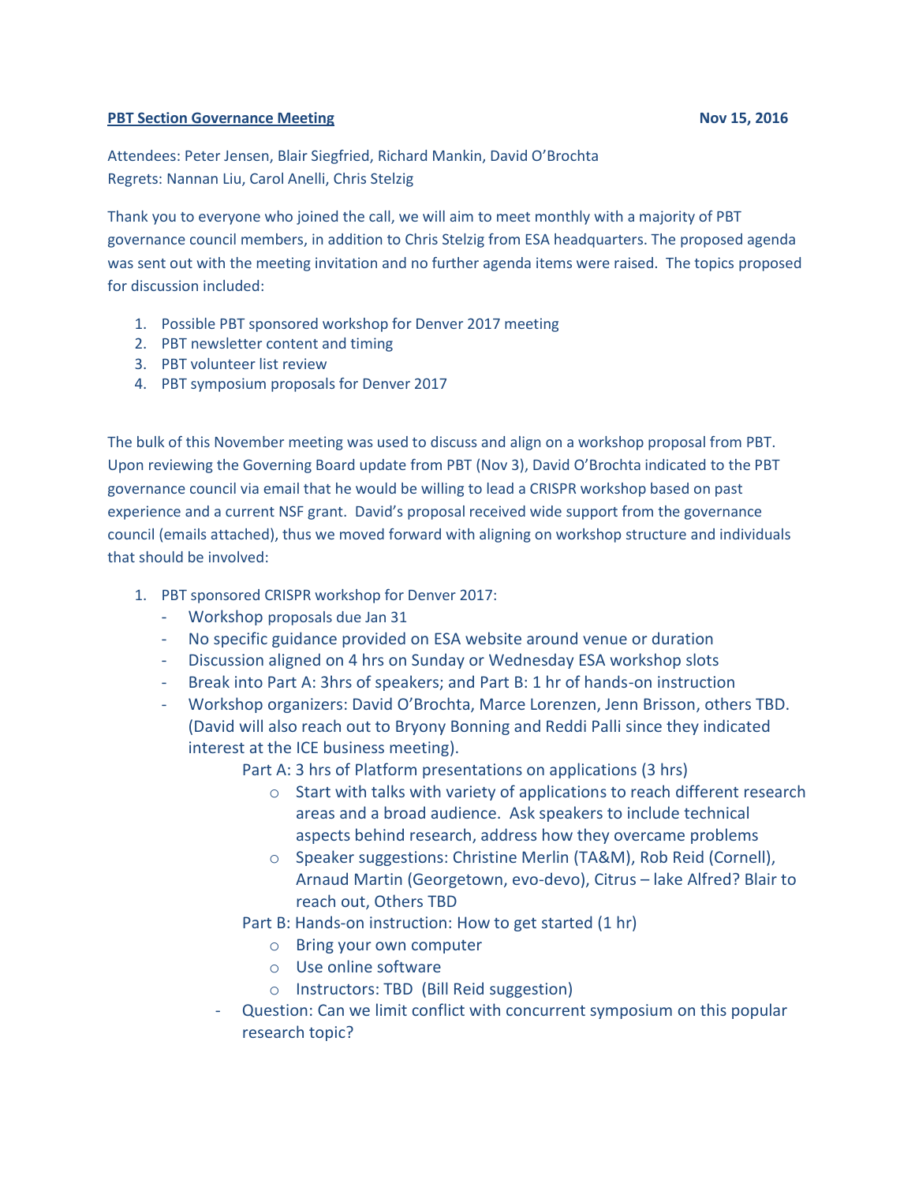**PBT Section Governance Meeting** **Nov 15, 2016**

Attendees: Peter Jensen, Blair Siegfried, Richard Mankin, David O'Brochta
Regrets: Nannan Liu, Carol Anelli, Chris Stelzig

Thank you to everyone who joined the call, we will aim to meet monthly with a majority of PBT governance council members, in addition to Chris Stelzig from ESA headquarters. The proposed agenda was sent out with the meeting invitation and no further agenda items were raised. The topics proposed for discussion included:

1. Possible PBT sponsored workshop for Denver 2017 meeting
2. PBT newsletter content and timing
3. PBT volunteer list review
4. PBT symposium proposals for Denver 2017

The bulk of this November meeting was used to discuss and align on a workshop proposal from PBT. Upon reviewing the Governing Board update from PBT (Nov 3), David O'Brochta indicated to the PBT governance council via email that he would be willing to lead a CRISPR workshop based on past experience and a current NSF grant. David's proposal received wide support from the governance council (emails attached), thus we moved forward with aligning on workshop structure and individuals that should be involved:

1. PBT sponsored CRISPR workshop for Denver 2017:
   - Workshop proposals due Jan 31
   - No specific guidance provided on ESA website around venue or duration
   - Discussion aligned on 4 hrs on Sunday or Wednesday ESA workshop slots
   - Break into Part A: 3hrs of speakers; and Part B: 1 hr of hands-on instruction
   - Workshop organizers: David O'Brochta, Marce Lorenzen, Jenn Brisson, others TBD. (David will also reach out to Bryony Bonning and Reddi Palli since they indicated interest at the ICE business meeting).
     - Part A: 3 hrs of Platform presentations on applications (3 hrs)
       - Start with talks with variety of applications to reach different research areas and a broad audience. Ask speakers to include technical aspects behind research, address how they overcame problems
       - Speaker suggestions: Christine Merlin (TA&M), Rob Reid (Cornell), Arnaud Martin (Georgetown, evo-devo), Citrus – lake Alfred? Blair to reach out, Others TBD
     - Part B: Hands-on instruction: How to get started (1 hr)
       - Bring your own computer
       - Use online software
       - Instructors: TBD (Bill Reid suggestion)
   - Question: Can we limit conflict with concurrent symposium on this popular research topic?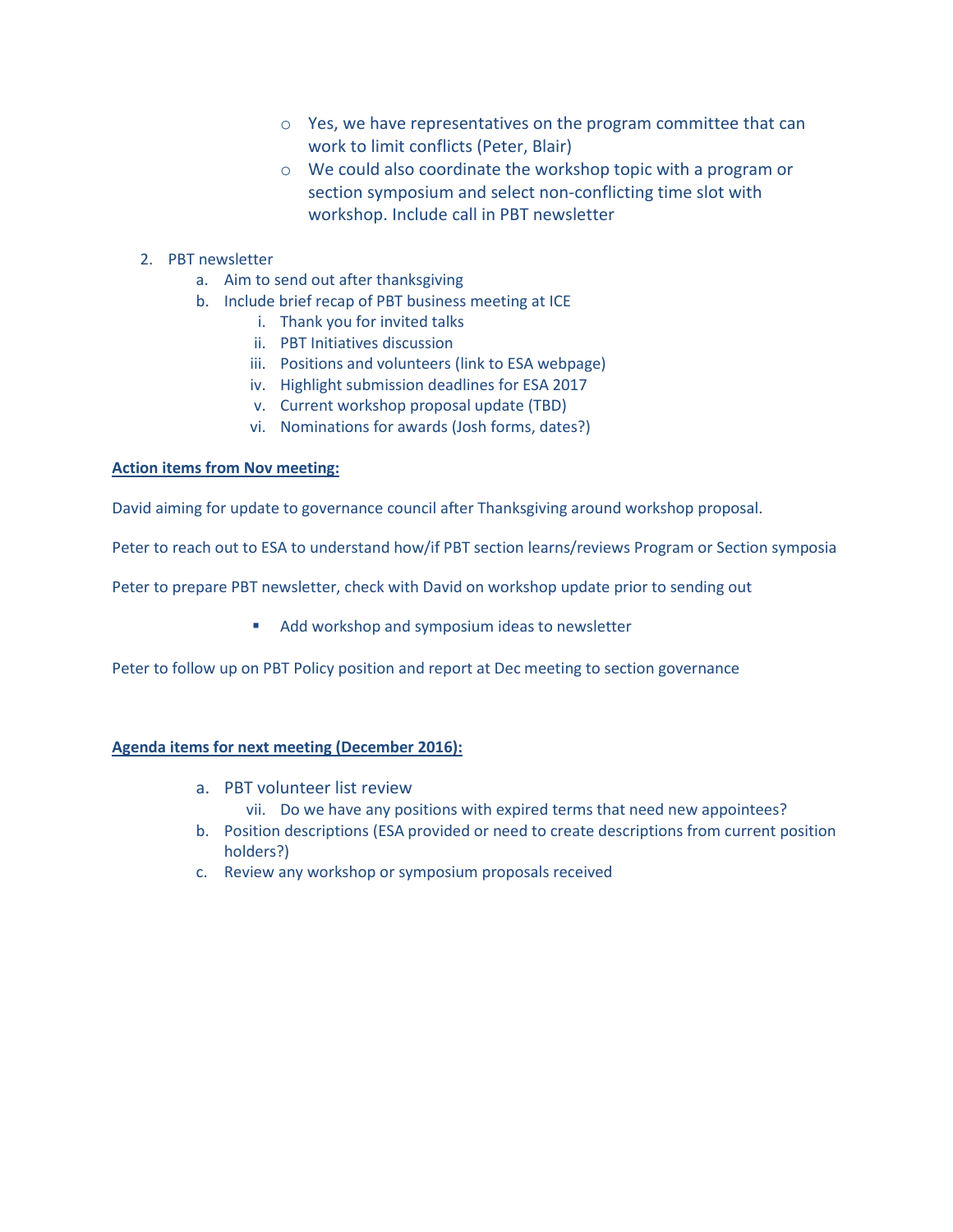- Yes, we have representatives on the program committee that can work to limit conflicts (Peter, Blair)
- We could also coordinate the workshop topic with a program or section symposium and select non-conflicting time slot with workshop. Include call in PBT newsletter

2. PBT newsletter
    a. Aim to send out after thanksgiving
    b. Include brief recap of PBT business meeting at ICE
        i. Thank you for invited talks
        ii. PBT Initiatives discussion
        iii. Positions and volunteers (link to ESA webpage)
        iv. Highlight submission deadlines for ESA 2017
        v. Current workshop proposal update (TBD)
        vi. Nominations for awards (Josh forms, dates?)

**Action items from Nov meeting:**

David aiming for update to governance council after Thanksgiving around workshop proposal.

Peter to reach out to ESA to understand how/if PBT section learns/reviews Program or Section symposia

Peter to prepare PBT newsletter, check with David on workshop update prior to sending out

- Add workshop and symposium ideas to newsletter

Peter to follow up on PBT Policy position and report at Dec meeting to section governance

**Agenda items for next meeting (December 2016):**

a. PBT volunteer list review
    vii. Do we have any positions with expired terms that need new appointees?
b. Position descriptions (ESA provided or need to create descriptions from current position holders?)
c. Review any workshop or symposium proposals received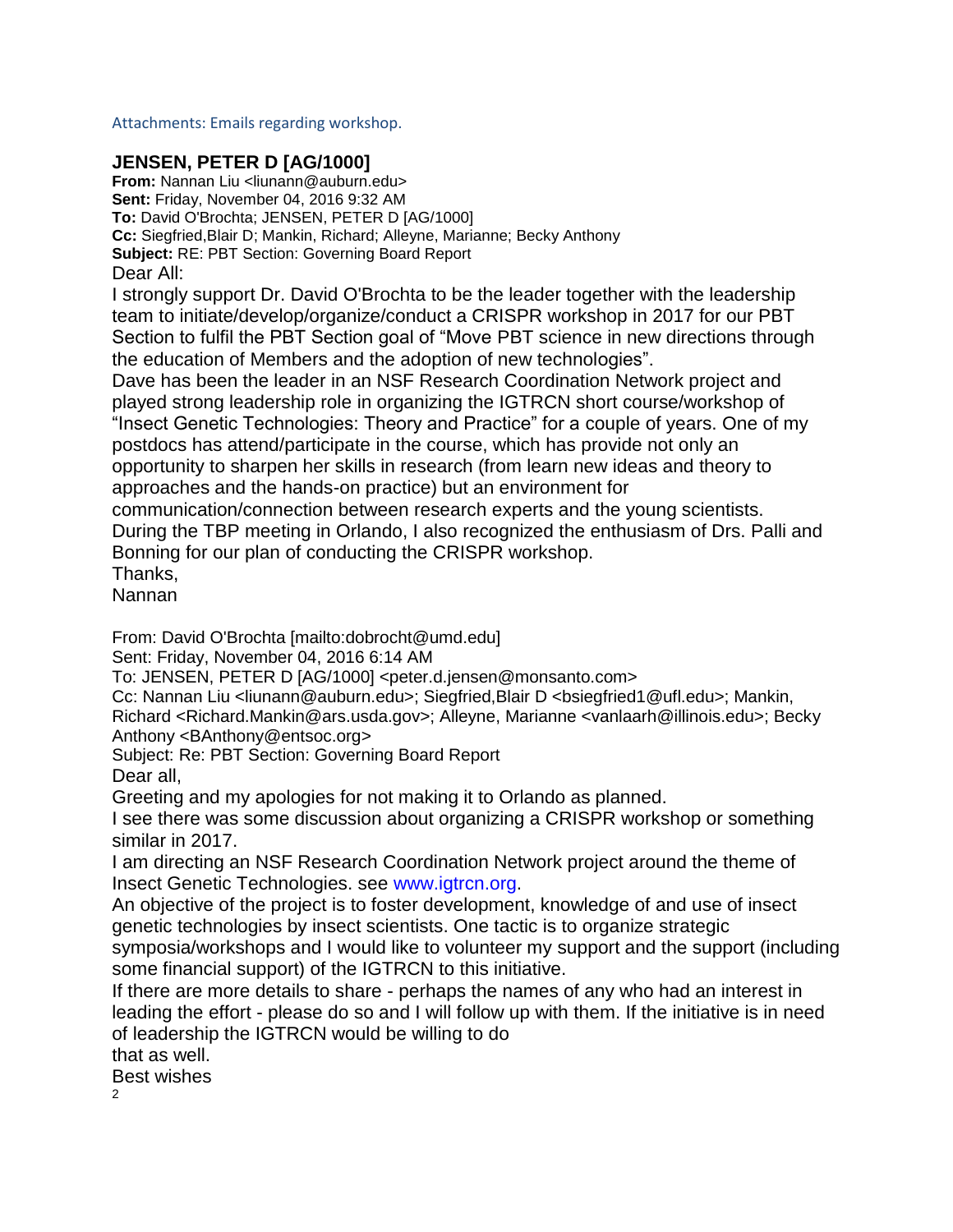Attachments: Emails regarding workshop.

## JENSEN, PETER D [AG/1000]

**From:** Nannan Liu <liunann@auburn.edu>
**Sent:** Friday, November 04, 2016 9:32 AM
**To:** David O'Brochta; JENSEN, PETER D [AG/1000]
**Cc:** Siegfried,Blair D; Mankin, Richard; Alleyne, Marianne; Becky Anthony
**Subject:** RE: PBT Section: Governing Board Report

Dear All:

I strongly support Dr. David O'Brochta to be the leader together with the leadership team to initiate/develop/organize/conduct a CRISPR workshop in 2017 for our PBT Section to fulfil the PBT Section goal of "Move PBT science in new directions through the education of Members and the adoption of new technologies".

Dave has been the leader in an NSF Research Coordination Network project and played strong leadership role in organizing the IGTRCN short course/workshop of "Insect Genetic Technologies: Theory and Practice" for a couple of years. One of my postdocs has attend/participate in the course, which has provide not only an opportunity to sharpen her skills in research (from learn new ideas and theory to approaches and the hands-on practice) but an environment for communication/connection between research experts and the young scientists.

During the TBP meeting in Orlando, I also recognized the enthusiasm of Drs. Palli and Bonning for our plan of conducting the CRISPR workshop.

Thanks,

Nannan

From: David O'Brochta [mailto:dobrocht@umd.edu]
Sent: Friday, November 04, 2016 6:14 AM
To: JENSEN, PETER D [AG/1000] <peter.d.jensen@monsanto.com>
Cc: Nannan Liu <liunann@auburn.edu>; Siegfried,Blair D <bsiegfried1@ufl.edu>; Mankin, Richard <Richard.Mankin@ars.usda.gov>; Alleyne, Marianne <vanlaarh@illinois.edu>; Becky Anthony <BAnthony@entsoc.org>
Subject: Re: PBT Section: Governing Board Report

Dear all,

Greeting and my apologies for not making it to Orlando as planned.

I see there was some discussion about organizing a CRISPR workshop or something similar in 2017.

I am directing an NSF Research Coordination Network project around the theme of Insect Genetic Technologies. see www.igtrcn.org.

An objective of the project is to foster development, knowledge of and use of insect genetic technologies by insect scientists. One tactic is to organize strategic symposia/workshops and I would like to volunteer my support and the support (including some financial support) of the IGTRCN to this initiative.

If there are more details to share - perhaps the names of any who had an interest in leading the effort - please do so and I will follow up with them. If the initiative is in need of leadership the IGTRCN would be willing to do that as well.

Best wishes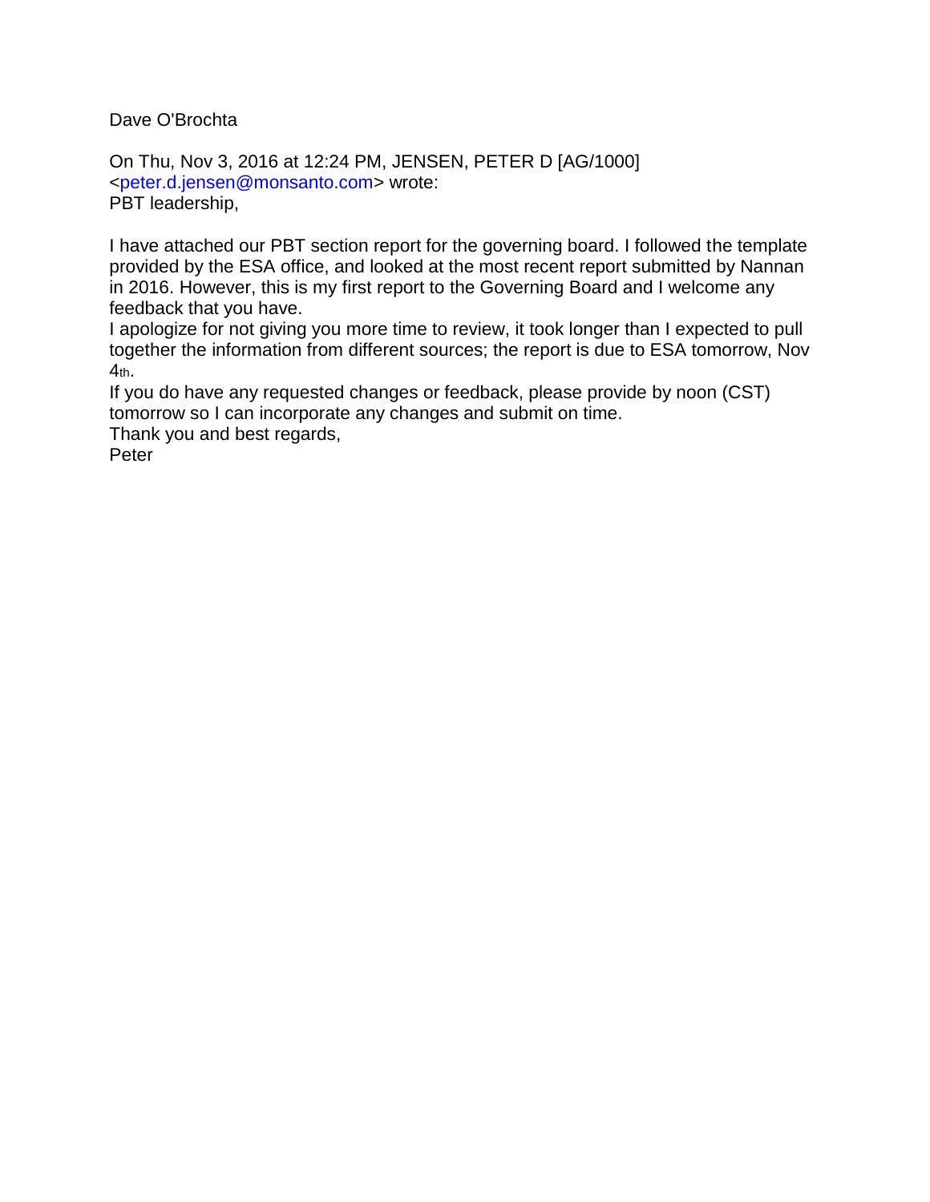Dave O'Brochta

On Thu, Nov 3, 2016 at 12:24 PM, JENSEN, PETER D [AG/1000] <peter.d.jensen@monsanto.com> wrote:
PBT leadership,

I have attached our PBT section report for the governing board. I followed the template provided by the ESA office, and looked at the most recent report submitted by Nannan in 2016. However, this is my first report to the Governing Board and I welcome any feedback that you have.
I apologize for not giving you more time to review, it took longer than I expected to pull together the information from different sources; the report is due to ESA tomorrow, Nov 4th.
If you do have any requested changes or feedback, please provide by noon (CST) tomorrow so I can incorporate any changes and submit on time.
Thank you and best regards,
Peter